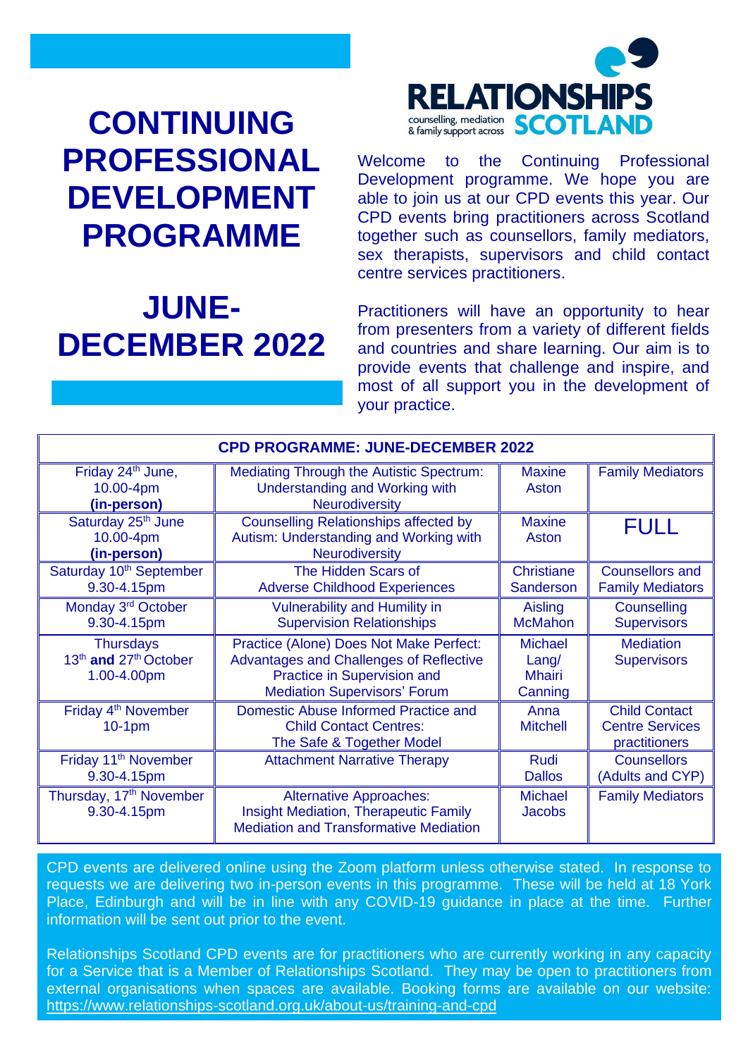# CONTINUING PROFESSIONAL DEVELOPMENT PROGRAMME

# JUNE-DECEMBER 2022

RELATIONSHIPS SCOTLAND
counselling, mediation & family support across SCOTLAND

Welcome to the Continuing Professional Development programme. We hope you are able to join us at our CPD events this year. Our CPD events bring practitioners across Scotland together such as counsellors, family mediators, sex therapists, supervisors and child contact centre services practitioners.

Practitioners will have an opportunity to hear from presenters from a variety of different fields and countries and share learning. Our aim is to provide events that challenge and inspire, and most of all support you in the development of your practice.

| CPD PROGRAMME: JUNE-DECEMBER 2022 | | | |
|---|---|---|---|
| Friday 24th June, 10.00-4pm **(in-person)** | Mediating Through the Autistic Spectrum: Understanding and Working with Neurodiversity | Maxine Aston | Family Mediators |
| Saturday 25th June 10.00-4pm **(in-person)** | Counselling Relationships affected by Autism: Understanding and Working with Neurodiversity | Maxine Aston | FULL |
| Saturday 10th September 9.30-4.15pm | The Hidden Scars of Adverse Childhood Experiences | Christiane Sanderson | Counsellors and Family Mediators |
| Monday 3rd October 9.30-4.15pm | Vulnerability and Humility in Supervision Relationships | Aisling McMahon | Counselling Supervisors |
| Thursdays 13th **and** 27th October 1.00-4.00pm | Practice (Alone) Does Not Make Perfect: Advantages and Challenges of Reflective Practice in Supervision and Mediation Supervisors' Forum | Michael Lang/ Mhairi Canning | Mediation Supervisors |
| Friday 4th November 10-1pm | Domestic Abuse Informed Practice and Child Contact Centres: The Safe & Together Model | Anna Mitchell | Child Contact Centre Services practitioners |
| Friday 11th November 9.30-4.15pm | Attachment Narrative Therapy | Rudi Dallos | Counsellors (Adults and CYP) |
| Thursday, 17th November 9.30-4.15pm | Alternative Approaches: Insight Mediation, Therapeutic Family Mediation and Transformative Mediation | Michael Jacobs | Family Mediators |

CPD events are delivered online using the Zoom platform unless otherwise stated. In response to requests we are delivering two in-person events in this programme. These will be held at 18 York Place, Edinburgh and will be in line with any COVID-19 guidance in place at the time. Further information will be sent out prior to the event.

Relationships Scotland CPD events are for practitioners who are currently working in any capacity for a Service that is a Member of Relationships Scotland. They may be open to practitioners from external organisations when spaces are available. Booking forms are available on our website: https://www.relationships-scotland.org.uk/about-us/training-and-cpd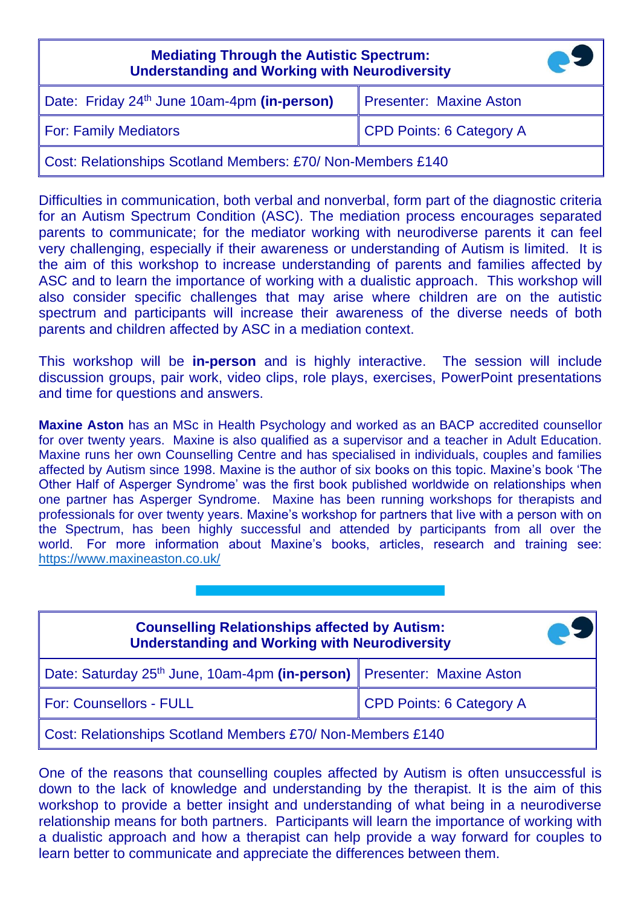| **Mediating Through the Autistic Spectrum: Understanding and Working with Neurodiversity** | |
|---|---|
| Date: Friday 24th June 10am-4pm **(in-person)** | Presenter: Maxine Aston |
| For: Family Mediators | CPD Points: 6 Category A |
| Cost: Relationships Scotland Members: £70/ Non-Members £140 | |

Difficulties in communication, both verbal and nonverbal, form part of the diagnostic criteria for an Autism Spectrum Condition (ASC). The mediation process encourages separated parents to communicate; for the mediator working with neurodiverse parents it can feel very challenging, especially if their awareness or understanding of Autism is limited. It is the aim of this workshop to increase understanding of parents and families affected by ASC and to learn the importance of working with a dualistic approach. This workshop will also consider specific challenges that may arise where children are on the autistic spectrum and participants will increase their awareness of the diverse needs of both parents and children affected by ASC in a mediation context.

This workshop will be **in-person** and is highly interactive. The session will include discussion groups, pair work, video clips, role plays, exercises, PowerPoint presentations and time for questions and answers.

**Maxine Aston** has an MSc in Health Psychology and worked as an BACP accredited counsellor for over twenty years. Maxine is also qualified as a supervisor and a teacher in Adult Education. Maxine runs her own Counselling Centre and has specialised in individuals, couples and families affected by Autism since 1998. Maxine is the author of six books on this topic. Maxine's book 'The Other Half of Asperger Syndrome' was the first book published worldwide on relationships when one partner has Asperger Syndrome. Maxine has been running workshops for therapists and professionals for over twenty years. Maxine's workshop for partners that live with a person with on the Spectrum, has been highly successful and attended by participants from all over the world. For more information about Maxine's books, articles, research and training see: https://www.maxineaston.co.uk/

| **Counselling Relationships affected by Autism: Understanding and Working with Neurodiversity** | |
|---|---|
| Date: Saturday 25th June, 10am-4pm **(in-person)** | Presenter: Maxine Aston |
| For: Counsellors - FULL | CPD Points: 6 Category A |
| Cost: Relationships Scotland Members £70/ Non-Members £140 | |

One of the reasons that counselling couples affected by Autism is often unsuccessful is down to the lack of knowledge and understanding by the therapist. It is the aim of this workshop to provide a better insight and understanding of what being in a neurodiverse relationship means for both partners. Participants will learn the importance of working with a dualistic approach and how a therapist can help provide a way forward for couples to learn better to communicate and appreciate the differences between them.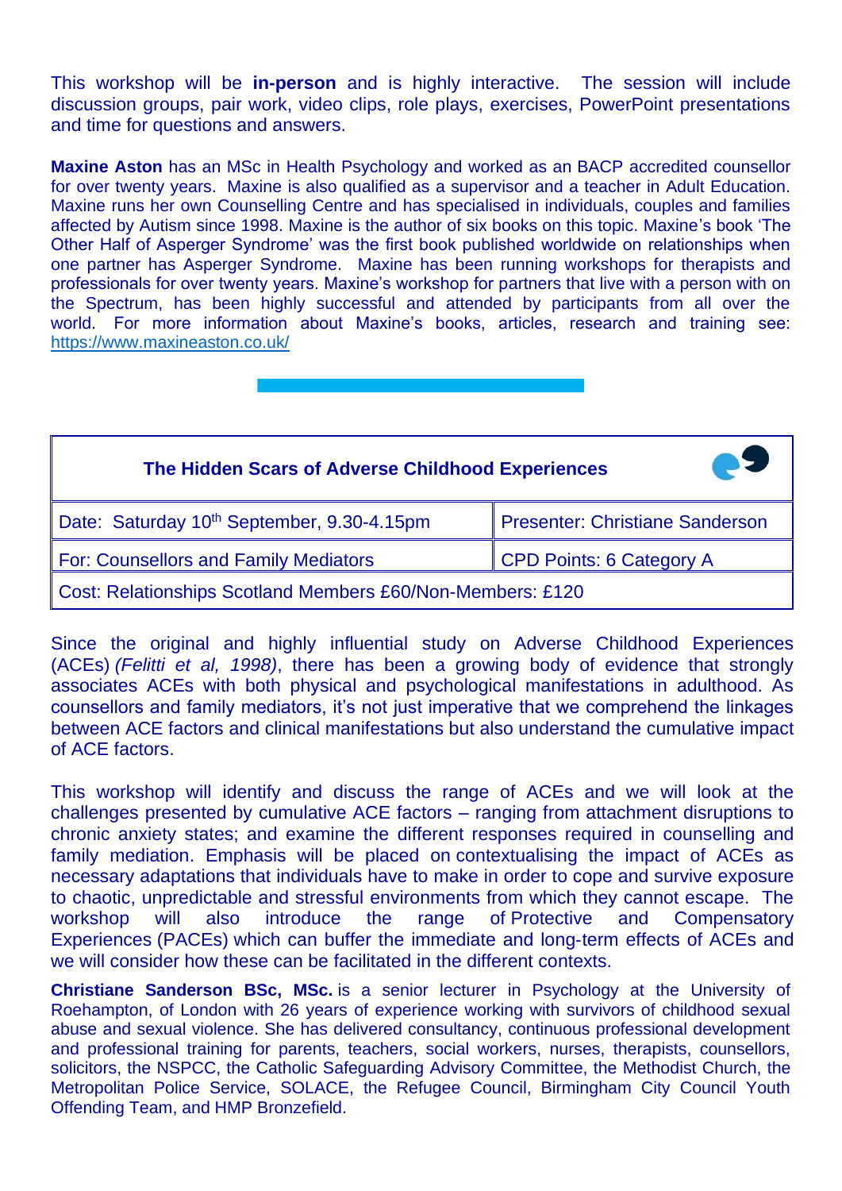This workshop will be **in-person** and is highly interactive. The session will include discussion groups, pair work, video clips, role plays, exercises, PowerPoint presentations and time for questions and answers.

**Maxine Aston** has an MSc in Health Psychology and worked as an BACP accredited counsellor for over twenty years. Maxine is also qualified as a supervisor and a teacher in Adult Education. Maxine runs her own Counselling Centre and has specialised in individuals, couples and families affected by Autism since 1998. Maxine is the author of six books on this topic. Maxine's book 'The Other Half of Asperger Syndrome' was the first book published worldwide on relationships when one partner has Asperger Syndrome. Maxine has been running workshops for therapists and professionals for over twenty years. Maxine's workshop for partners that live with a person with on the Spectrum, has been highly successful and attended by participants from all over the world. For more information about Maxine's books, articles, research and training see: https://www.maxineaston.co.uk/

| **The Hidden Scars of Adverse Childhood Experiences** | |
|---|---|
| Date: Saturday 10th September, 9.30-4.15pm | Presenter: Christiane Sanderson |
| For: Counsellors and Family Mediators | CPD Points: 6 Category A |
| Cost: Relationships Scotland Members £60/Non-Members: £120 | |

Since the original and highly influential study on Adverse Childhood Experiences (ACEs) *(Felitti et al, 1998)*, there has been a growing body of evidence that strongly associates ACEs with both physical and psychological manifestations in adulthood. As counsellors and family mediators, it's not just imperative that we comprehend the linkages between ACE factors and clinical manifestations but also understand the cumulative impact of ACE factors.

This workshop will identify and discuss the range of ACEs and we will look at the challenges presented by cumulative ACE factors – ranging from attachment disruptions to chronic anxiety states; and examine the different responses required in counselling and family mediation. Emphasis will be placed on contextualising the impact of ACEs as necessary adaptations that individuals have to make in order to cope and survive exposure to chaotic, unpredictable and stressful environments from which they cannot escape. The workshop will also introduce the range of Protective and Compensatory Experiences (PACEs) which can buffer the immediate and long-term effects of ACEs and we will consider how these can be facilitated in the different contexts.

**Christiane Sanderson BSc, MSc.** is a senior lecturer in Psychology at the University of Roehampton, of London with 26 years of experience working with survivors of childhood sexual abuse and sexual violence. She has delivered consultancy, continuous professional development and professional training for parents, teachers, social workers, nurses, therapists, counsellors, solicitors, the NSPCC, the Catholic Safeguarding Advisory Committee, the Methodist Church, the Metropolitan Police Service, SOLACE, the Refugee Council, Birmingham City Council Youth Offending Team, and HMP Bronzefield.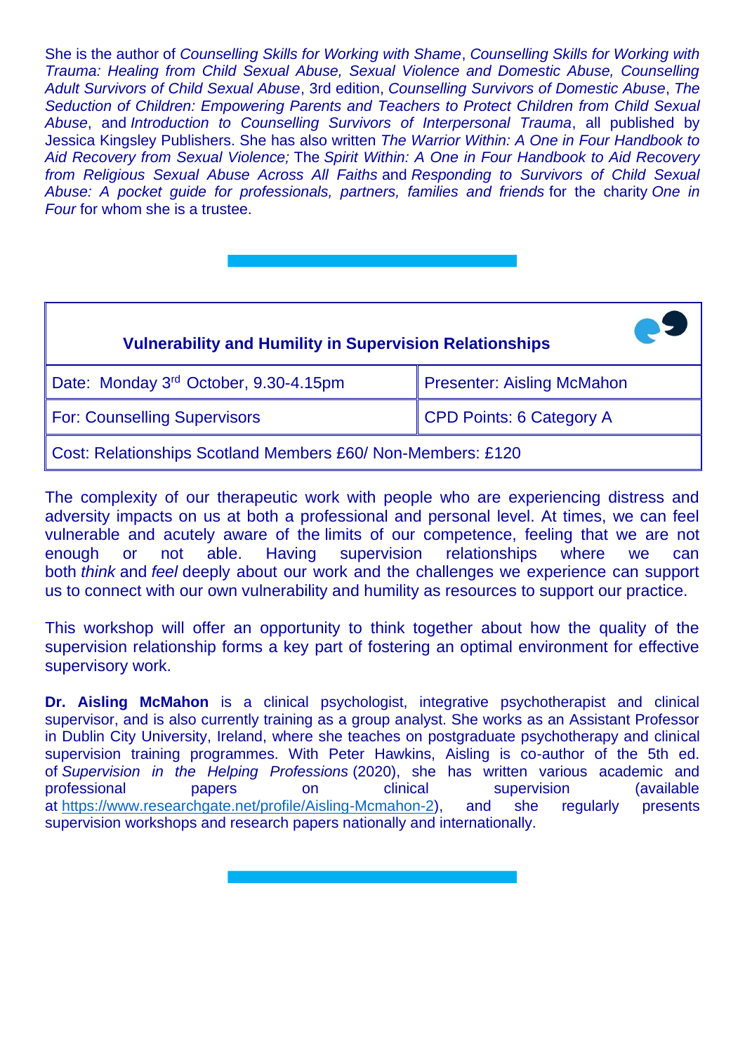She is the author of *Counselling Skills for Working with Shame*, *Counselling Skills for Working with Trauma: Healing from Child Sexual Abuse, Sexual Violence and Domestic Abuse, Counselling Adult Survivors of Child Sexual Abuse*, 3rd edition, *Counselling Survivors of Domestic Abuse*, *The Seduction of Children: Empowering Parents and Teachers to Protect Children from Child Sexual Abuse*, and *Introduction to Counselling Survivors of Interpersonal Trauma*, all published by Jessica Kingsley Publishers. She has also written *The Warrior Within: A One in Four Handbook to Aid Recovery from Sexual Violence;* The *Spirit Within: A One in Four Handbook to Aid Recovery from Religious Sexual Abuse Across All Faiths* and *Responding to Survivors of Child Sexual Abuse: A pocket guide for professionals, partners, families and friends* for the charity *One in Four* for whom she is a trustee.

| **Vulnerability and Humility in Supervision Relationships** | |
|---|---|
| Date: Monday 3rd October, 9.30-4.15pm | Presenter: Aisling McMahon |
| For: Counselling Supervisors | CPD Points: 6 Category A |
| Cost: Relationships Scotland Members £60/ Non-Members: £120 | |

The complexity of our therapeutic work with people who are experiencing distress and adversity impacts on us at both a professional and personal level. At times, we can feel vulnerable and acutely aware of the limits of our competence, feeling that we are not enough or not able. Having supervision relationships where we can both *think* and *feel* deeply about our work and the challenges we experience can support us to connect with our own vulnerability and humility as resources to support our practice.

This workshop will offer an opportunity to think together about how the quality of the supervision relationship forms a key part of fostering an optimal environment for effective supervisory work.

**Dr. Aisling McMahon** is a clinical psychologist, integrative psychotherapist and clinical supervisor, and is also currently training as a group analyst. She works as an Assistant Professor in Dublin City University, Ireland, where she teaches on postgraduate psychotherapy and clinical supervision training programmes. With Peter Hawkins, Aisling is co-author of the 5th ed. of *Supervision in the Helping Professions* (2020), she has written various academic and professional papers on clinical supervision (available at https://www.researchgate.net/profile/Aisling-Mcmahon-2), and she regularly presents supervision workshops and research papers nationally and internationally.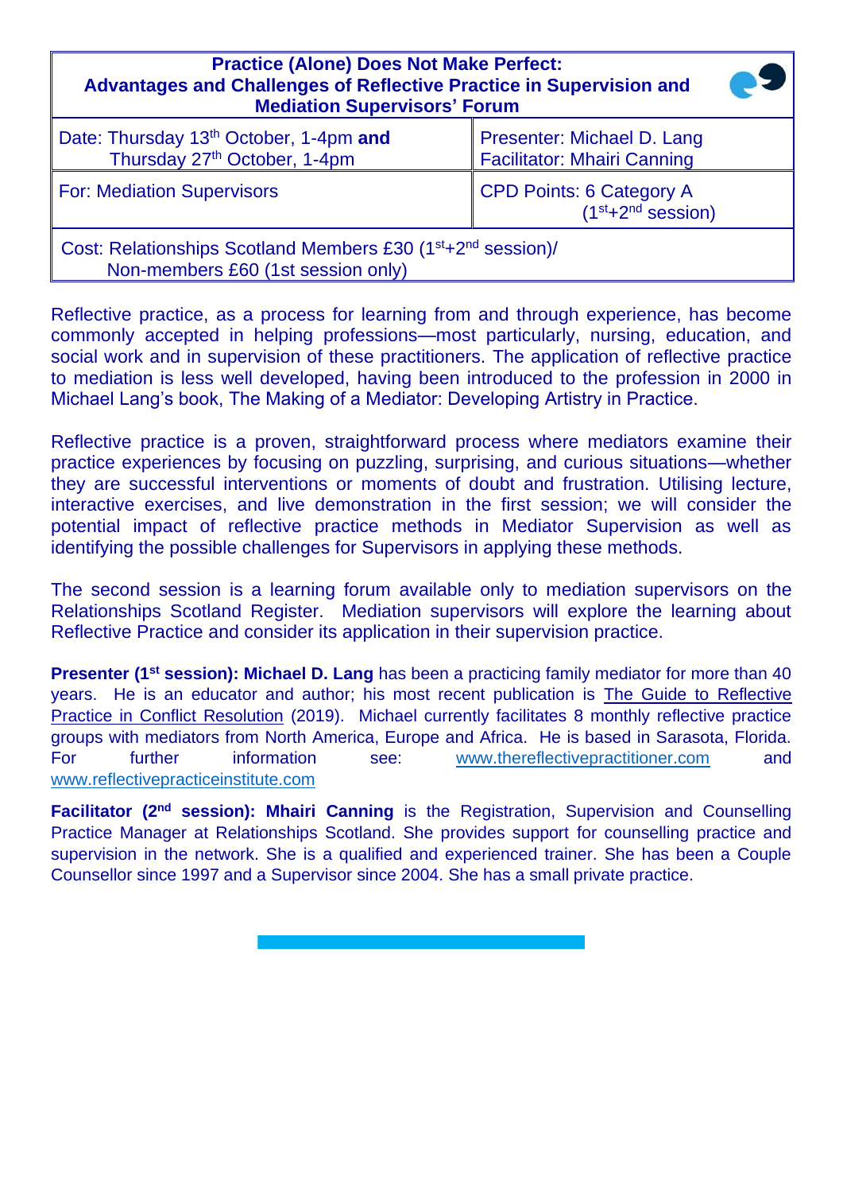| **Practice (Alone) Does Not Make Perfect: Advantages and Challenges of Reflective Practice in Supervision and Mediation Supervisors' Forum** | |
|---|---|
| Date: Thursday 13th October, 1-4pm **and** Thursday 27th October, 1-4pm | Presenter: Michael D. Lang<br>Facilitator: Mhairi Canning |
| For: Mediation Supervisors | CPD Points: 6 Category A (1st+2nd session) |
| Cost: Relationships Scotland Members £30 (1st+2nd session)/ Non-members £60 (1st session only) | |

Reflective practice, as a process for learning from and through experience, has become commonly accepted in helping professions—most particularly, nursing, education, and social work and in supervision of these practitioners. The application of reflective practice to mediation is less well developed, having been introduced to the profession in 2000 in Michael Lang's book, The Making of a Mediator: Developing Artistry in Practice.

Reflective practice is a proven, straightforward process where mediators examine their practice experiences by focusing on puzzling, surprising, and curious situations—whether they are successful interventions or moments of doubt and frustration. Utilising lecture, interactive exercises, and live demonstration in the first session; we will consider the potential impact of reflective practice methods in Mediator Supervision as well as identifying the possible challenges for Supervisors in applying these methods.

The second session is a learning forum available only to mediation supervisors on the Relationships Scotland Register. Mediation supervisors will explore the learning about Reflective Practice and consider its application in their supervision practice.

**Presenter (1st session): Michael D. Lang** has been a practicing family mediator for more than 40 years. He is an educator and author; his most recent publication is The Guide to Reflective Practice in Conflict Resolution (2019). Michael currently facilitates 8 monthly reflective practice groups with mediators from North America, Europe and Africa. He is based in Sarasota, Florida. For further information see: www.thereflectivepractitioner.com and www.reflectivepracticeinstitute.com

**Facilitator (2nd session): Mhairi Canning** is the Registration, Supervision and Counselling Practice Manager at Relationships Scotland. She provides support for counselling practice and supervision in the network. She is a qualified and experienced trainer. She has been a Couple Counsellor since 1997 and a Supervisor since 2004. She has a small private practice.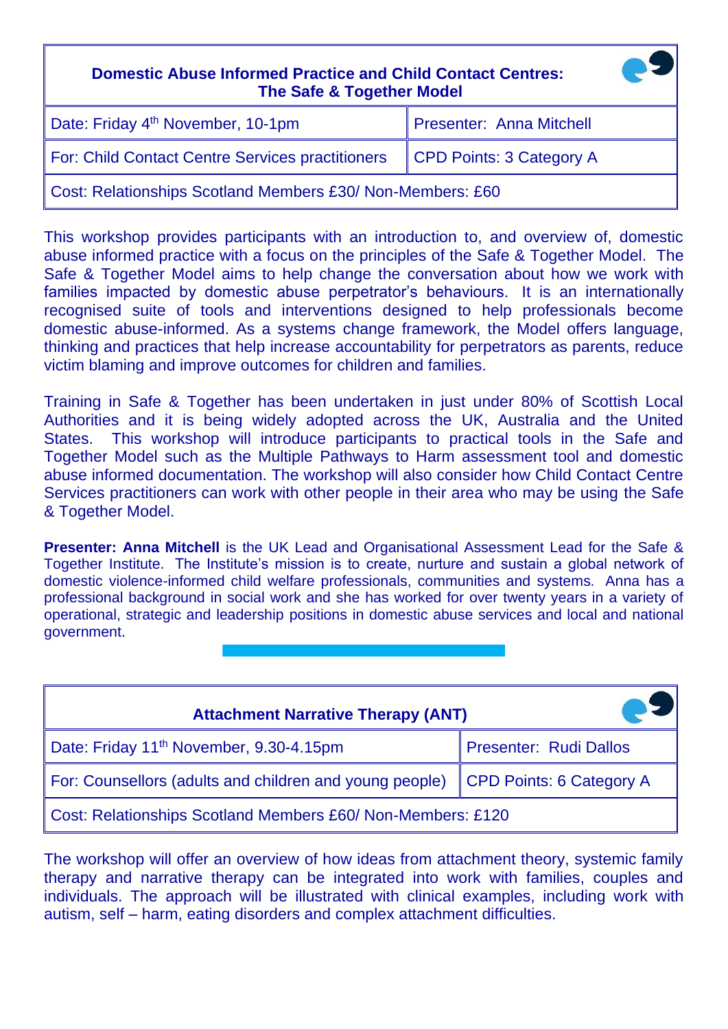| **Domestic Abuse Informed Practice and Child Contact Centres: The Safe & Together Model** | |
|---|---|
| Date: Friday 4th November, 10-1pm | Presenter: Anna Mitchell |
| For: Child Contact Centre Services practitioners | CPD Points: 3 Category A |
| Cost: Relationships Scotland Members £30/ Non-Members: £60 | |

This workshop provides participants with an introduction to, and overview of, domestic abuse informed practice with a focus on the principles of the Safe & Together Model. The Safe & Together Model aims to help change the conversation about how we work with families impacted by domestic abuse perpetrator's behaviours. It is an internationally recognised suite of tools and interventions designed to help professionals become domestic abuse-informed. As a systems change framework, the Model offers language, thinking and practices that help increase accountability for perpetrators as parents, reduce victim blaming and improve outcomes for children and families.

Training in Safe & Together has been undertaken in just under 80% of Scottish Local Authorities and it is being widely adopted across the UK, Australia and the United States. This workshop will introduce participants to practical tools in the Safe and Together Model such as the Multiple Pathways to Harm assessment tool and domestic abuse informed documentation. The workshop will also consider how Child Contact Centre Services practitioners can work with other people in their area who may be using the Safe & Together Model.

**Presenter: Anna Mitchell** is the UK Lead and Organisational Assessment Lead for the Safe & Together Institute. The Institute's mission is to create, nurture and sustain a global network of domestic violence-informed child welfare professionals, communities and systems. Anna has a professional background in social work and she has worked for over twenty years in a variety of operational, strategic and leadership positions in domestic abuse services and local and national government.

| **Attachment Narrative Therapy (ANT)** | |
|---|---|
| Date: Friday 11th November, 9.30-4.15pm | Presenter: Rudi Dallos |
| For: Counsellors (adults and children and young people) | CPD Points: 6 Category A |
| Cost: Relationships Scotland Members £60/ Non-Members: £120 | |

The workshop will offer an overview of how ideas from attachment theory, systemic family therapy and narrative therapy can be integrated into work with families, couples and individuals. The approach will be illustrated with clinical examples, including work with autism, self – harm, eating disorders and complex attachment difficulties.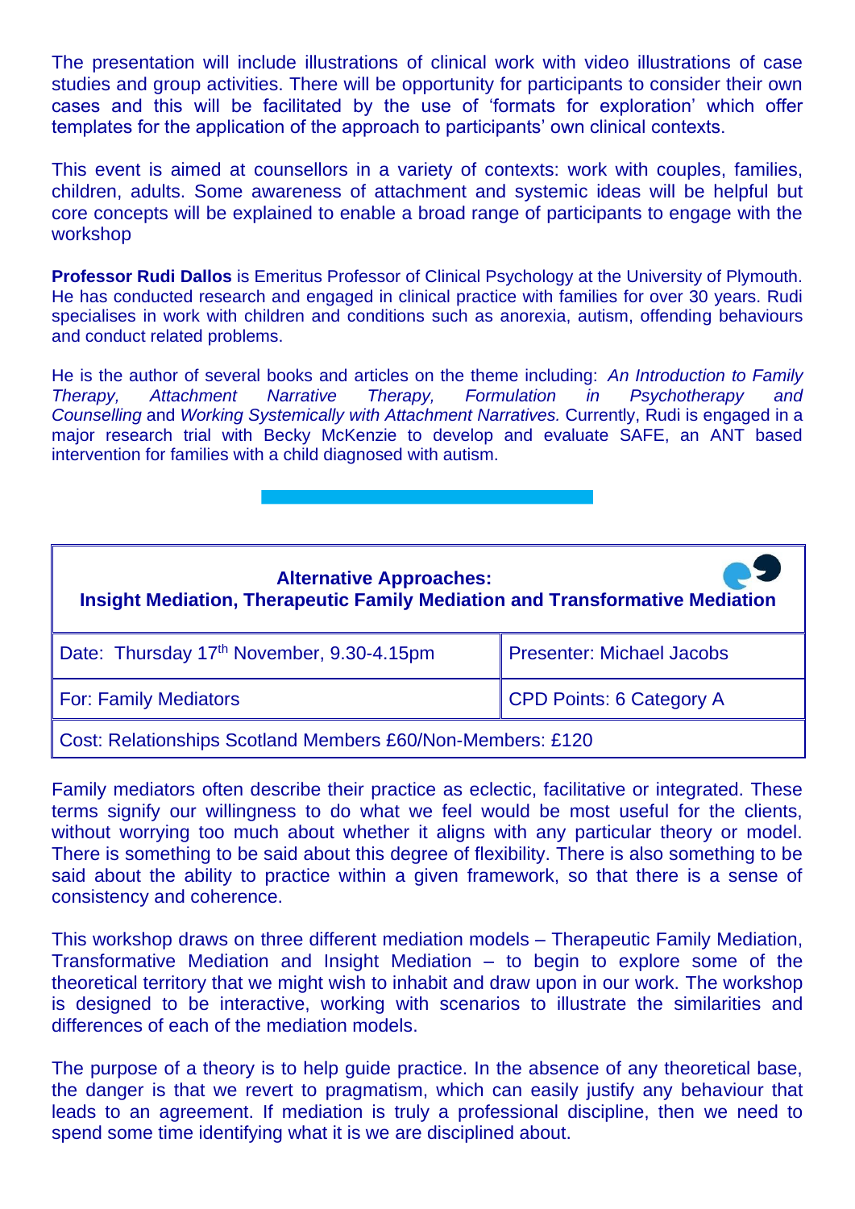The presentation will include illustrations of clinical work with video illustrations of case studies and group activities. There will be opportunity for participants to consider their own cases and this will be facilitated by the use of 'formats for exploration' which offer templates for the application of the approach to participants' own clinical contexts.

This event is aimed at counsellors in a variety of contexts: work with couples, families, children, adults. Some awareness of attachment and systemic ideas will be helpful but core concepts will be explained to enable a broad range of participants to engage with the workshop

**Professor Rudi Dallos** is Emeritus Professor of Clinical Psychology at the University of Plymouth. He has conducted research and engaged in clinical practice with families for over 30 years. Rudi specialises in work with children and conditions such as anorexia, autism, offending behaviours and conduct related problems.

He is the author of several books and articles on the theme including: *An Introduction to Family Therapy, Attachment Narrative Therapy, Formulation in Psychotherapy and Counselling* and *Working Systemically with Attachment Narratives.* Currently, Rudi is engaged in a major research trial with Becky McKenzie to develop and evaluate SAFE, an ANT based intervention for families with a child diagnosed with autism.

| **Alternative Approaches: Insight Mediation, Therapeutic Family Mediation and Transformative Mediation** | |
|---|---|
| Date: Thursday 17th November, 9.30-4.15pm | Presenter: Michael Jacobs |
| For: Family Mediators | CPD Points: 6 Category A |
| Cost: Relationships Scotland Members £60/Non-Members: £120 | |

Family mediators often describe their practice as eclectic, facilitative or integrated. These terms signify our willingness to do what we feel would be most useful for the clients, without worrying too much about whether it aligns with any particular theory or model. There is something to be said about this degree of flexibility. There is also something to be said about the ability to practice within a given framework, so that there is a sense of consistency and coherence.

This workshop draws on three different mediation models – Therapeutic Family Mediation, Transformative Mediation and Insight Mediation – to begin to explore some of the theoretical territory that we might wish to inhabit and draw upon in our work. The workshop is designed to be interactive, working with scenarios to illustrate the similarities and differences of each of the mediation models.

The purpose of a theory is to help guide practice. In the absence of any theoretical base, the danger is that we revert to pragmatism, which can easily justify any behaviour that leads to an agreement. If mediation is truly a professional discipline, then we need to spend some time identifying what it is we are disciplined about.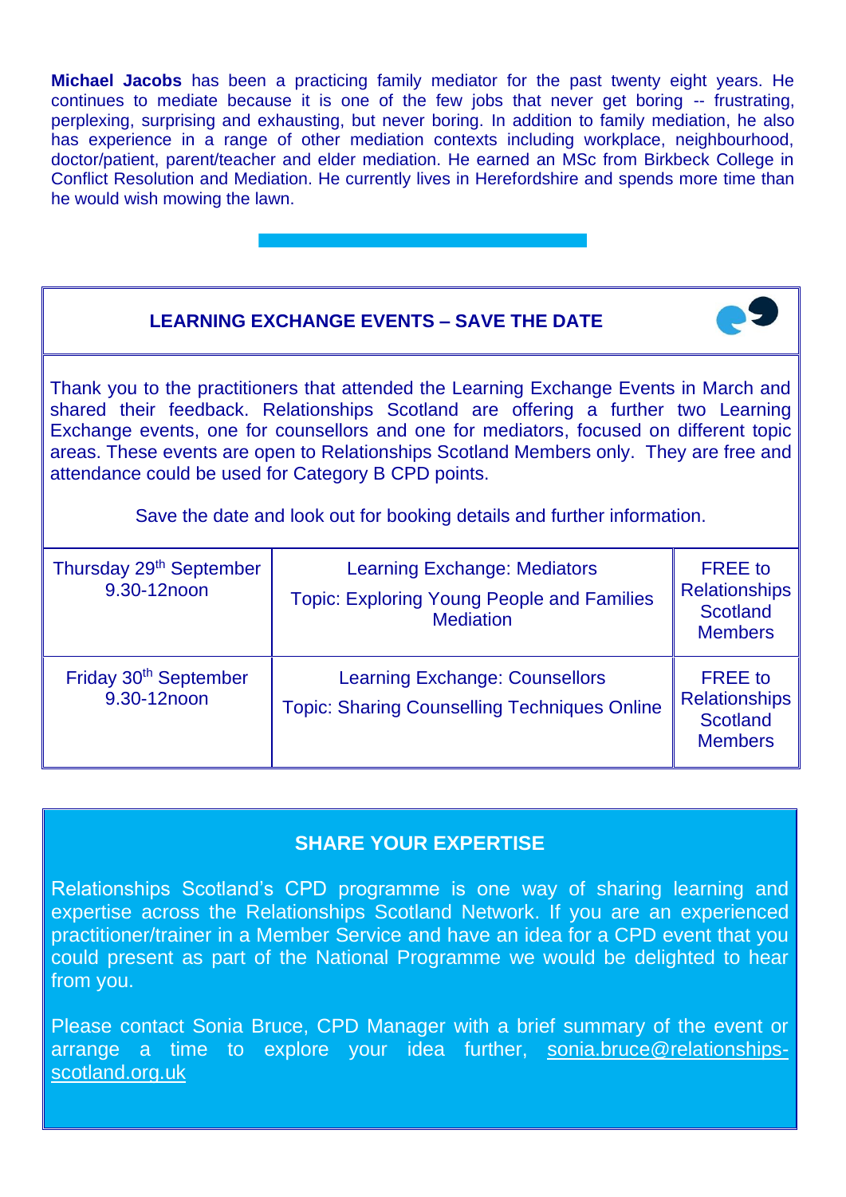**Michael Jacobs** has been a practicing family mediator for the past twenty eight years. He continues to mediate because it is one of the few jobs that never get boring -- frustrating, perplexing, surprising and exhausting, but never boring. In addition to family mediation, he also has experience in a range of other mediation contexts including workplace, neighbourhood, doctor/patient, parent/teacher and elder mediation. He earned an MSc from Birkbeck College in Conflict Resolution and Mediation. He currently lives in Herefordshire and spends more time than he would wish mowing the lawn.

## LEARNING EXCHANGE EVENTS – SAVE THE DATE

Thank you to the practitioners that attended the Learning Exchange Events in March and shared their feedback. Relationships Scotland are offering a further two Learning Exchange events, one for counsellors and one for mediators, focused on different topic areas. These events are open to Relationships Scotland Members only. They are free and attendance could be used for Category B CPD points.

Save the date and look out for booking details and further information.

| Date | Event | Cost |
|---|---|---|
| Thursday 29th September 9.30-12noon | Learning Exchange: Mediators<br>Topic: Exploring Young People and Families Mediation | FREE to Relationships Scotland Members |
| Friday 30th September 9.30-12noon | Learning Exchange: Counsellors<br>Topic: Sharing Counselling Techniques Online | FREE to Relationships Scotland Members |

## SHARE YOUR EXPERTISE

Relationships Scotland's CPD programme is one way of sharing learning and expertise across the Relationships Scotland Network. If you are an experienced practitioner/trainer in a Member Service and have an idea for a CPD event that you could present as part of the National Programme we would be delighted to hear from you.

Please contact Sonia Bruce, CPD Manager with a brief summary of the event or arrange a time to explore your idea further, sonia.bruce@relationships-scotland.org.uk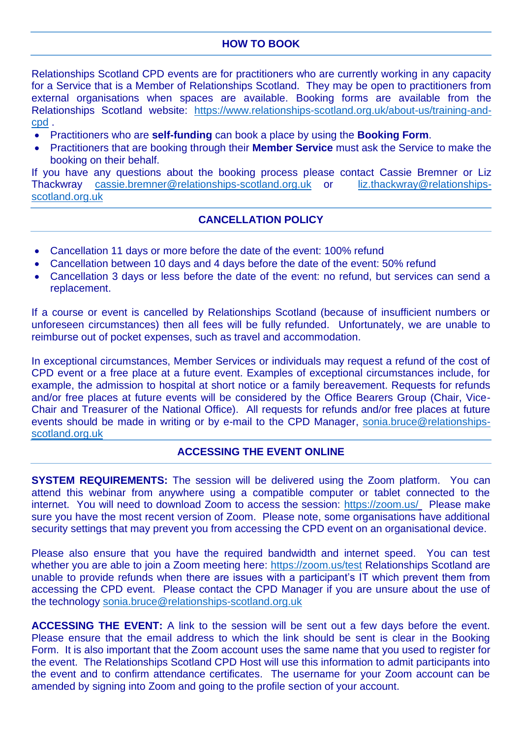## HOW TO BOOK

Relationships Scotland CPD events are for practitioners who are currently working in any capacity for a Service that is a Member of Relationships Scotland. They may be open to practitioners from external organisations when spaces are available. Booking forms are available from the Relationships Scotland website: https://www.relationships-scotland.org.uk/about-us/training-and-cpd .

- Practitioners who are **self-funding** can book a place by using the **Booking Form**.
- Practitioners that are booking through their **Member Service** must ask the Service to make the booking on their behalf.

If you have any questions about the booking process please contact Cassie Bremner or Liz Thackwray cassie.bremner@relationships-scotland.org.uk or liz.thackwray@relationships-scotland.org.uk

## CANCELLATION POLICY

- Cancellation 11 days or more before the date of the event: 100% refund
- Cancellation between 10 days and 4 days before the date of the event: 50% refund
- Cancellation 3 days or less before the date of the event: no refund, but services can send a replacement.

If a course or event is cancelled by Relationships Scotland (because of insufficient numbers or unforeseen circumstances) then all fees will be fully refunded. Unfortunately, we are unable to reimburse out of pocket expenses, such as travel and accommodation.

In exceptional circumstances, Member Services or individuals may request a refund of the cost of CPD event or a free place at a future event. Examples of exceptional circumstances include, for example, the admission to hospital at short notice or a family bereavement. Requests for refunds and/or free places at future events will be considered by the Office Bearers Group (Chair, Vice-Chair and Treasurer of the National Office). All requests for refunds and/or free places at future events should be made in writing or by e-mail to the CPD Manager, sonia.bruce@relationships-scotland.org.uk

## ACCESSING THE EVENT ONLINE

**SYSTEM REQUIREMENTS:** The session will be delivered using the Zoom platform. You can attend this webinar from anywhere using a compatible computer or tablet connected to the internet. You will need to download Zoom to access the session: https://zoom.us/ Please make sure you have the most recent version of Zoom. Please note, some organisations have additional security settings that may prevent you from accessing the CPD event on an organisational device.

Please also ensure that you have the required bandwidth and internet speed. You can test whether you are able to join a Zoom meeting here: https://zoom.us/test Relationships Scotland are unable to provide refunds when there are issues with a participant's IT which prevent them from accessing the CPD event. Please contact the CPD Manager if you are unsure about the use of the technology sonia.bruce@relationships-scotland.org.uk

**ACCESSING THE EVENT:** A link to the session will be sent out a few days before the event. Please ensure that the email address to which the link should be sent is clear in the Booking Form. It is also important that the Zoom account uses the same name that you used to register for the event. The Relationships Scotland CPD Host will use this information to admit participants into the event and to confirm attendance certificates. The username for your Zoom account can be amended by signing into Zoom and going to the profile section of your account.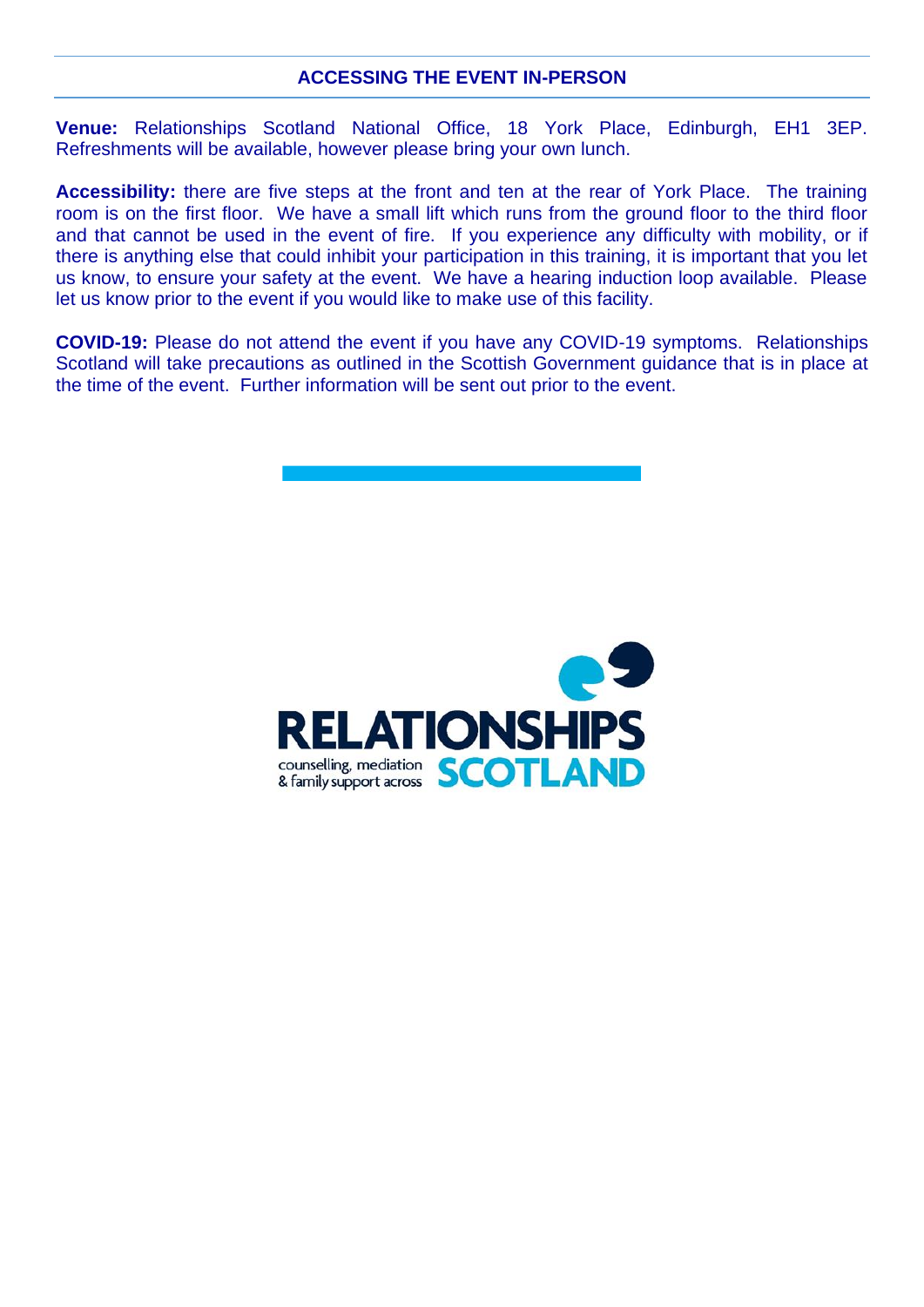## ACCESSING THE EVENT IN-PERSON

**Venue:** Relationships Scotland National Office, 18 York Place, Edinburgh, EH1 3EP. Refreshments will be available, however please bring your own lunch.

**Accessibility:** there are five steps at the front and ten at the rear of York Place. The training room is on the first floor. We have a small lift which runs from the ground floor to the third floor and that cannot be used in the event of fire. If you experience any difficulty with mobility, or if there is anything else that could inhibit your participation in this training, it is important that you let us know, to ensure your safety at the event. We have a hearing induction loop available. Please let us know prior to the event if you would like to make use of this facility.

**COVID-19:** Please do not attend the event if you have any COVID-19 symptoms. Relationships Scotland will take precautions as outlined in the Scottish Government guidance that is in place at the time of the event. Further information will be sent out prior to the event.

RELATIONSHIPS SCOTLAND
counselling, mediation & family support across